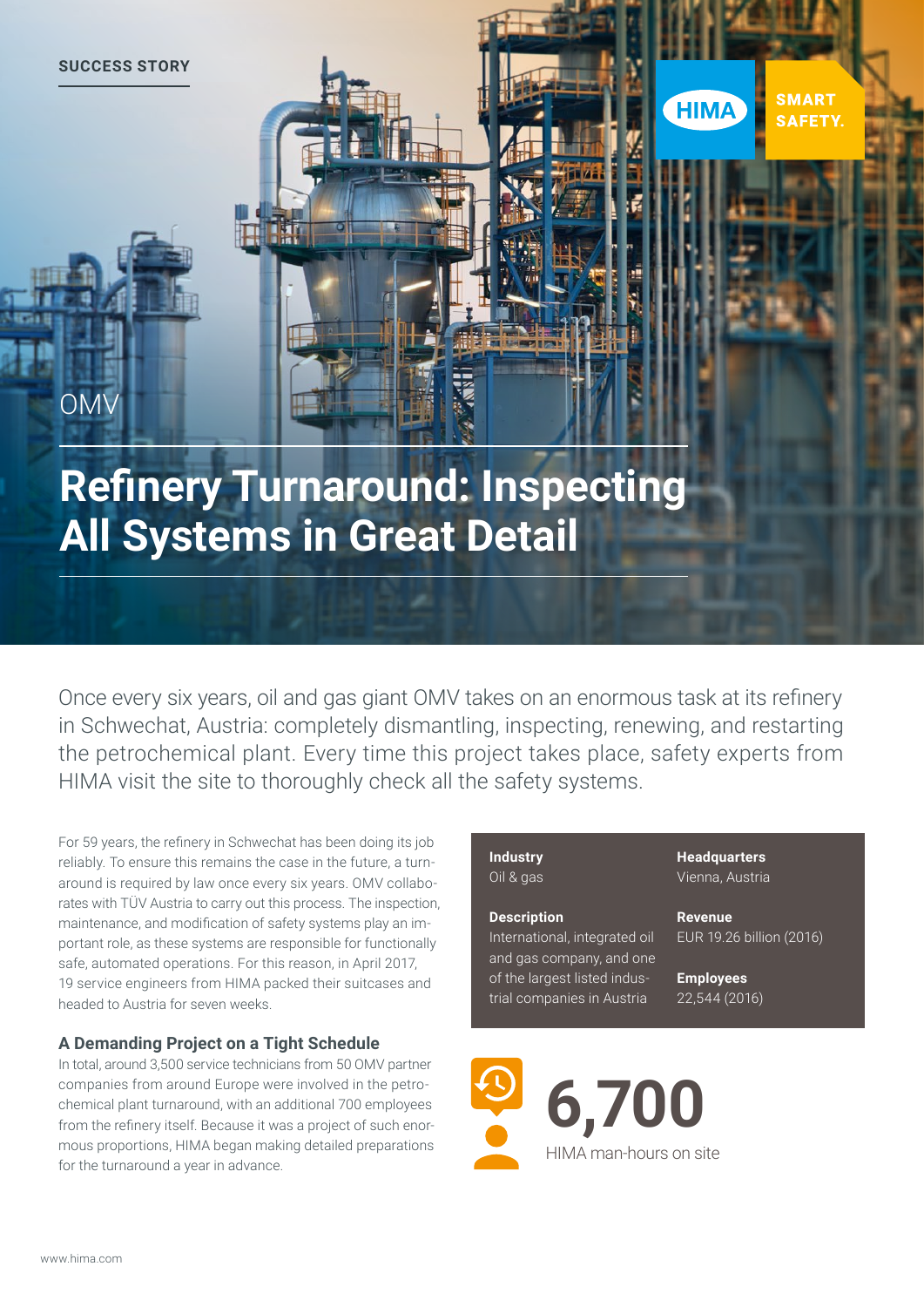SUCCESS STORY

HIMA SMART SAFETY.

OMV

# Refinery Turnaround: Inspecting All Systems in Great Detail

Once every six years, oil and gas giant OMV takes on an enormous task at its refinery in Schwechat, Austria: completely dismantling, inspecting, renewing, and restarting the petrochemical plant. Every time this project takes place, safety experts from HIMA visit the site to thoroughly check all the safety systems.

For 59 years, the refinery in Schwechat has been doing its job reliably. To ensure this remains the case in the future, a turnaround is required by law once every six years. OMV collaborates with TÜV Austria to carry out this process. The inspection, maintenance, and modification of safety systems play an important role, as these systems are responsible for functionally safe, automated operations. For this reason, in April 2017, 19 service engineers from HIMA packed their suitcases and headed to Austria for seven weeks.

## A Demanding Project on a Tight Schedule

In total, around 3,500 service technicians from 50 OMV partner companies from around Europe were involved in the petrochemical plant turnaround, with an additional 700 employees from the refinery itself. Because it was a project of such enormous proportions, HIMA began making detailed preparations for the turnaround a year in advance.

**Industry**
Oil & gas

**Headquarters**
Vienna, Austria

**Description**
International, integrated oil and gas company, and one of the largest listed industrial companies in Austria

**Revenue**
EUR 19.26 billion (2016)

**Employees**
22,544 (2016)

**6,700**
HIMA man-hours on site

www.hima.com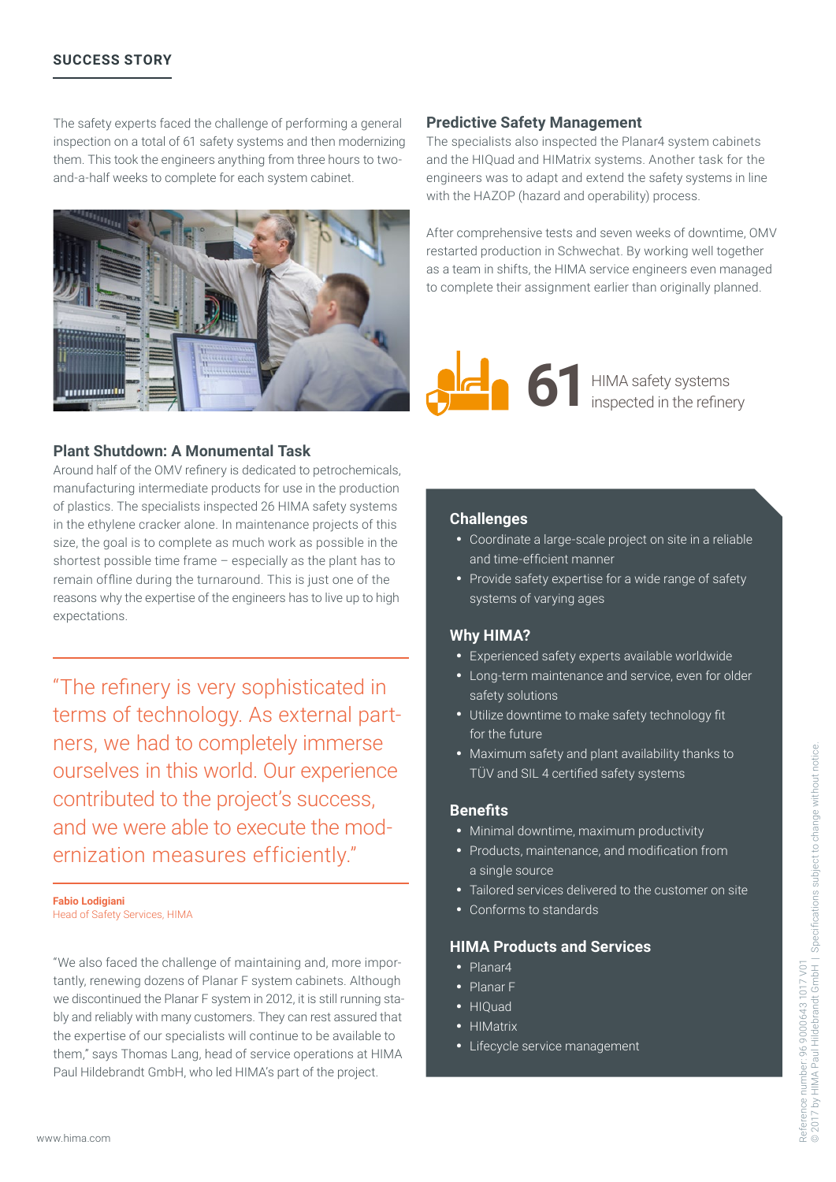**SUCCESS STORY**

The safety experts faced the challenge of performing a general inspection on a total of 61 safety systems and then modernizing them. This took the engineers anything from three hours to two-and-a-half weeks to complete for each system cabinet.

### Plant Shutdown: A Monumental Task

Around half of the OMV refinery is dedicated to petrochemicals, manufacturing intermediate products for use in the production of plastics. The specialists inspected 26 HIMA safety systems in the ethylene cracker alone. In maintenance projects of this size, the goal is to complete as much work as possible in the shortest possible time frame – especially as the plant has to remain offline during the turnaround. This is just one of the reasons why the expertise of the engineers has to live up to high expectations.

> "The refinery is very sophisticated in terms of technology. As external partners, we had to completely immerse ourselves in this world. Our experience contributed to the project's success, and we were able to execute the modernization measures efficiently."

**Fabio Lodigiani**
Head of Safety Services, HIMA

"We also faced the challenge of maintaining and, more importantly, renewing dozens of Planar F system cabinets. Although we discontinued the Planar F system in 2012, it is still running stably and reliably with many customers. They can rest assured that the expertise of our specialists will continue to be available to them," says Thomas Lang, head of service operations at HIMA Paul Hildebrandt GmbH, who led HIMA's part of the project.

### Predictive Safety Management

The specialists also inspected the Planar4 system cabinets and the HIQuad and HIMatrix systems. Another task for the engineers was to adapt and extend the safety systems in line with the HAZOP (hazard and operability) process.

After comprehensive tests and seven weeks of downtime, OMV restarted production in Schwechat. By working well together as a team in shifts, the HIMA service engineers even managed to complete their assignment earlier than originally planned.

**61** HIMA safety systems inspected in the refinery

### Challenges

- Coordinate a large-scale project on site in a reliable and time-efficient manner
- Provide safety expertise for a wide range of safety systems of varying ages

### Why HIMA?

- Experienced safety experts available worldwide
- Long-term maintenance and service, even for older safety solutions
- Utilize downtime to make safety technology fit for the future
- Maximum safety and plant availability thanks to TÜV and SIL 4 certified safety systems

### Benefits

- Minimal downtime, maximum productivity
- Products, maintenance, and modification from a single source
- Tailored services delivered to the customer on site
- Conforms to standards

### HIMA Products and Services

- Planar4
- Planar F
- HIQuad
- HIMatrix
- Lifecycle service management

www.hima.com

Reference number: 96 9000643 1017 V01 | Specifications subject to change without notice.
© 2017 by HIMA Paul Hildebrandt GmbH